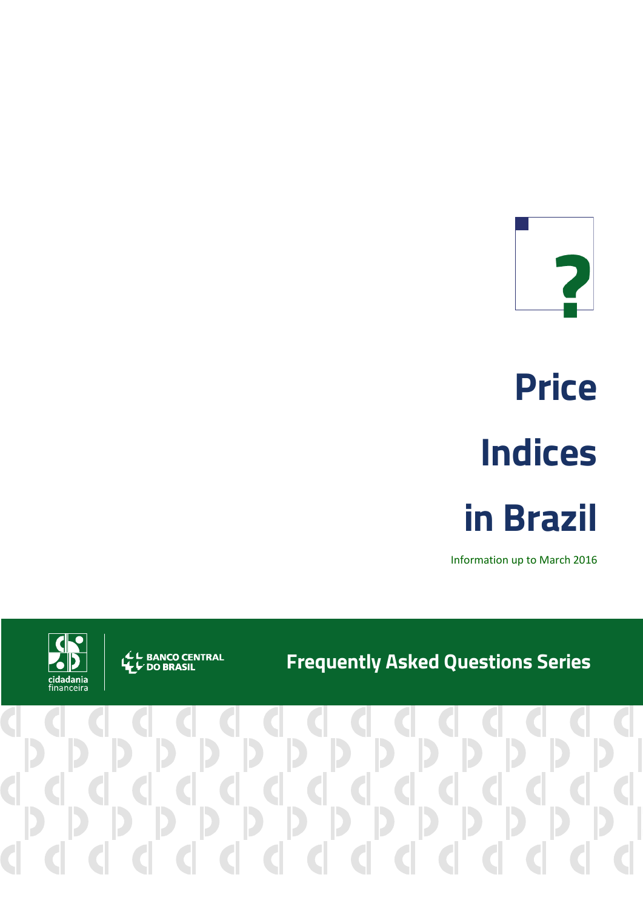# Price Indices in Brazil

Information up to March 2016

cidadania financeira

BANCO CENTRAL DO BRASIL

Frequently Asked Questions Series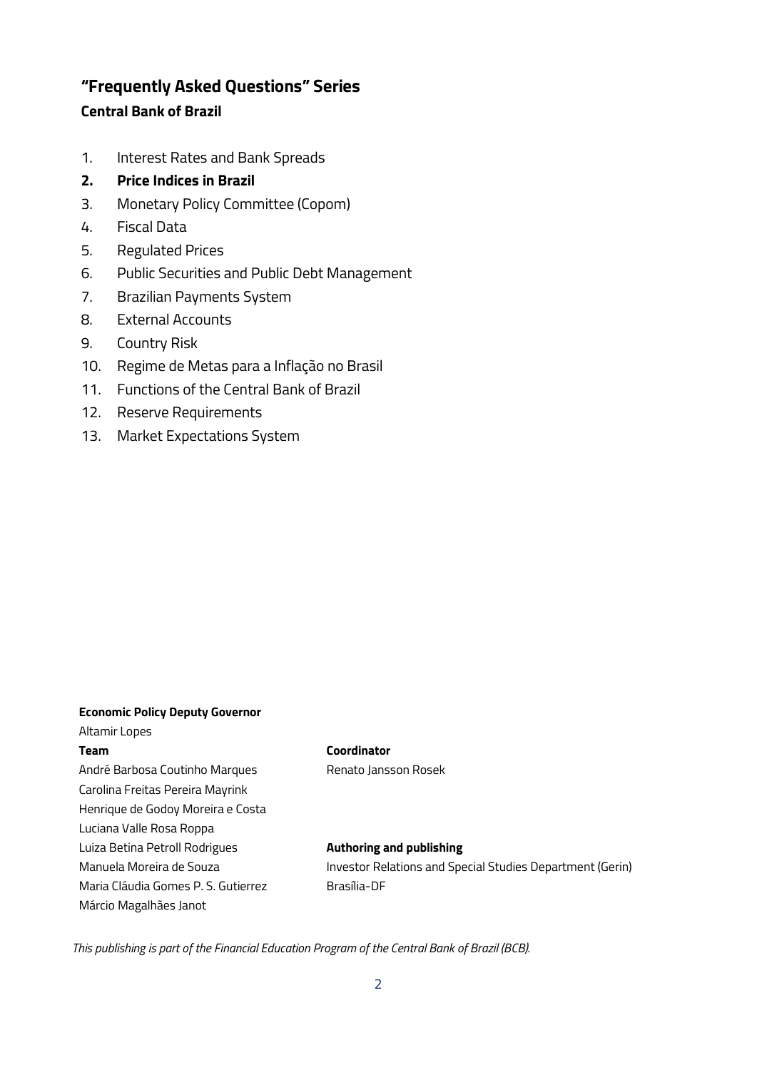## "Frequently Asked Questions" Series

### Central Bank of Brazil

1. Interest Rates and Bank Spreads
2. **Price Indices in Brazil**
3. Monetary Policy Committee (Copom)
4. Fiscal Data
5. Regulated Prices
6. Public Securities and Public Debt Management
7. Brazilian Payments System
8. External Accounts
9. Country Risk
10. Regime de Metas para a Inflação no Brasil
11. Functions of the Central Bank of Brazil
12. Reserve Requirements
13. Market Expectations System

**Economic Policy Deputy Governor**

Altamir Lopes

**Team**

André Barbosa Coutinho Marques
Carolina Freitas Pereira Mayrink
Henrique de Godoy Moreira e Costa
Luciana Valle Rosa Roppa
Luiza Betina Petroll Rodrigues
Manuela Moreira de Souza
Maria Cláudia Gomes P. S. Gutierrez
Márcio Magalhães Janot

**Coordinator**

Renato Jansson Rosek

**Authoring and publishing**

Investor Relations and Special Studies Department (Gerin)
Brasília-DF

*This publishing is part of the Financial Education Program of the Central Bank of Brazil (BCB).*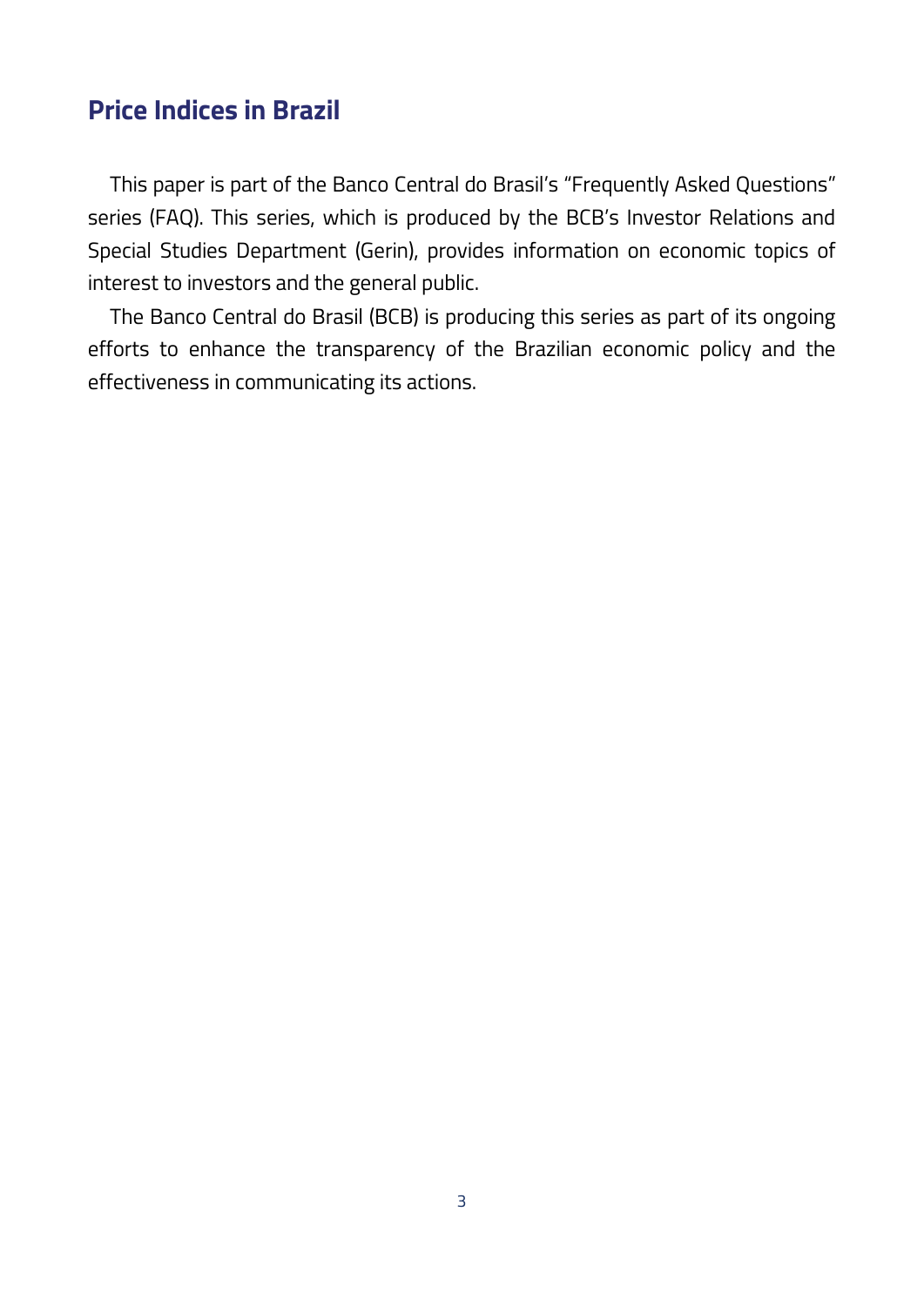## Price Indices in Brazil

This paper is part of the Banco Central do Brasil's "Frequently Asked Questions" series (FAQ). This series, which is produced by the BCB's Investor Relations and Special Studies Department (Gerin), provides information on economic topics of interest to investors and the general public.

The Banco Central do Brasil (BCB) is producing this series as part of its ongoing efforts to enhance the transparency of the Brazilian economic policy and the effectiveness in communicating its actions.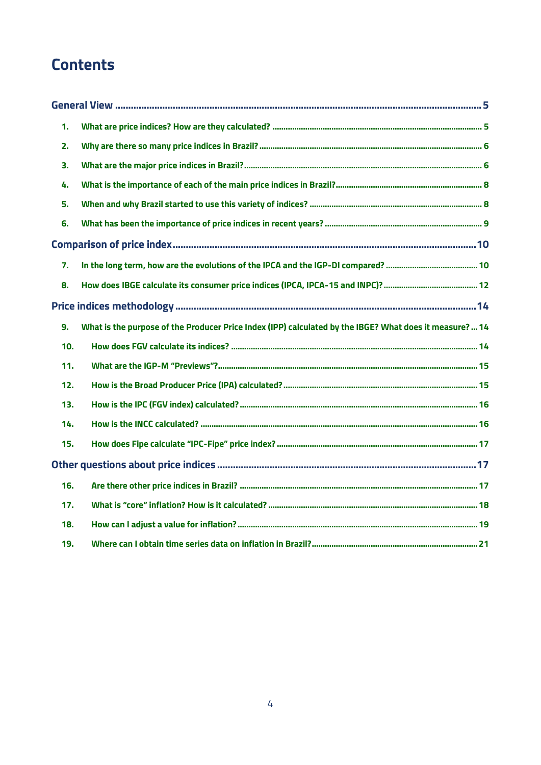# Contents

**General View** .......... 5

1. What are price indices? How are they calculated? .......... 5
2. Why are there so many price indices in Brazil? .......... 6
3. What are the major price indices in Brazil? .......... 6
4. What is the importance of each of the main price indices in Brazil? .......... 8
5. When and why Brazil started to use this variety of indices? .......... 8
6. What has been the importance of price indices in recent years? .......... 9

**Comparison of price index** .......... 10

7. In the long term, how are the evolutions of the IPCA and the IGP-DI compared? .......... 10
8. How does IBGE calculate its consumer price indices (IPCA, IPCA-15 and INPC)? .......... 12

**Price indices methodology** .......... 14

9. What is the purpose of the Producer Price Index (IPP) calculated by the IBGE? What does it measure? .......... 14
10. How does FGV calculate its indices? .......... 14
11. What are the IGP-M "Previews"? .......... 15
12. How is the Broad Producer Price (IPA) calculated? .......... 15
13. How is the IPC (FGV index) calculated? .......... 16
14. How is the INCC calculated? .......... 16
15. How does Fipe calculate "IPC-Fipe" price index? .......... 17

**Other questions about price indices** .......... 17

16. Are there other price indices in Brazil? .......... 17
17. What is "core" inflation? How is it calculated? .......... 18
18. How can I adjust a value for inflation? .......... 19
19. Where can I obtain time series data on inflation in Brazil? .......... 21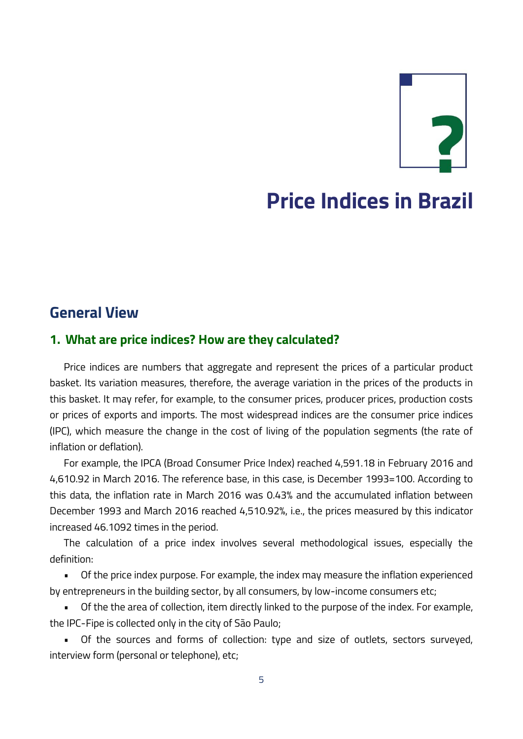# Price Indices in Brazil

## General View

### 1. What are price indices? How are they calculated?

Price indices are numbers that aggregate and represent the prices of a particular product basket. Its variation measures, therefore, the average variation in the prices of the products in this basket. It may refer, for example, to the consumer prices, producer prices, production costs or prices of exports and imports. The most widespread indices are the consumer price indices (IPC), which measure the change in the cost of living of the population segments (the rate of inflation or deflation).

For example, the IPCA (Broad Consumer Price Index) reached 4,591.18 in February 2016 and 4,610.92 in March 2016. The reference base, in this case, is December 1993=100. According to this data, the inflation rate in March 2016 was 0.43% and the accumulated inflation between December 1993 and March 2016 reached 4,510.92%, i.e., the prices measured by this indicator increased 46.1092 times in the period.

The calculation of a price index involves several methodological issues, especially the definition:

- Of the price index purpose. For example, the index may measure the inflation experienced by entrepreneurs in the building sector, by all consumers, by low-income consumers etc;
- Of the the area of collection, item directly linked to the purpose of the index. For example, the IPC-Fipe is collected only in the city of São Paulo;
- Of the sources and forms of collection: type and size of outlets, sectors surveyed, interview form (personal or telephone), etc;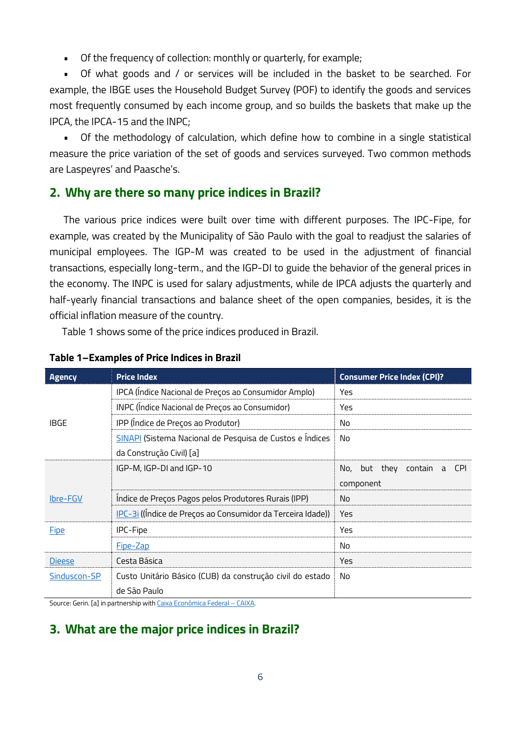- Of the frequency of collection: monthly or quarterly, for example;
- Of what goods and / or services will be included in the basket to be searched. For example, the IBGE uses the Household Budget Survey (POF) to identify the goods and services most frequently consumed by each income group, and so builds the baskets that make up the IPCA, the IPCA-15 and the INPC;
- Of the methodology of calculation, which define how to combine in a single statistical measure the price variation of the set of goods and services surveyed. Two common methods are Laspeyres' and Paasche's.

## 2. Why are there so many price indices in Brazil?

The various price indices were built over time with different purposes. The IPC-Fipe, for example, was created by the Municipality of São Paulo with the goal to readjust the salaries of municipal employees. The IGP-M was created to be used in the adjustment of financial transactions, especially long-term., and the IGP-DI to guide the behavior of the general prices in the economy. The INPC is used for salary adjustments, while de IPCA adjusts the quarterly and half-yearly financial transactions and balance sheet of the open companies, besides, it is the official inflation measure of the country.

Table 1 shows some of the price indices produced in Brazil.

**Table 1–Examples of Price Indices in Brazil**

| Agency | Price Index | Consumer Price Index (CPI)? |
|---|---|---|
| IBGE | IPCA (Índice Nacional de Preços ao Consumidor Amplo) | Yes |
| | INPC (Índice Nacional de Preços ao Consumidor) | Yes |
| | IPP (Índice de Preços ao Produtor) | No |
| | SINAPI (Sistema Nacional de Pesquisa de Custos e Índices da Construção Civil) [a] | No |
| Ibre-FGV | IGP-M, IGP-DI and IGP-10 | No, but they contain a CPI component |
| | Índice de Preços Pagos pelos Produtores Rurais (IPP) | No |
| | IPC-3i ((Índice de Preços ao Consumidor da Terceira Idade)) | Yes |
| Fipe | IPC-Fipe | Yes |
| | Fipe-Zap | No |
| Dieese | Cesta Básica | Yes |
| Sinduscon-SP | Custo Unitário Básico (CUB) da construção civil do estado de São Paulo | No |

Source: Gerin. [a] in partnership with Caixa Econômica Federal – CAIXA.

## 3. What are the major price indices in Brazil?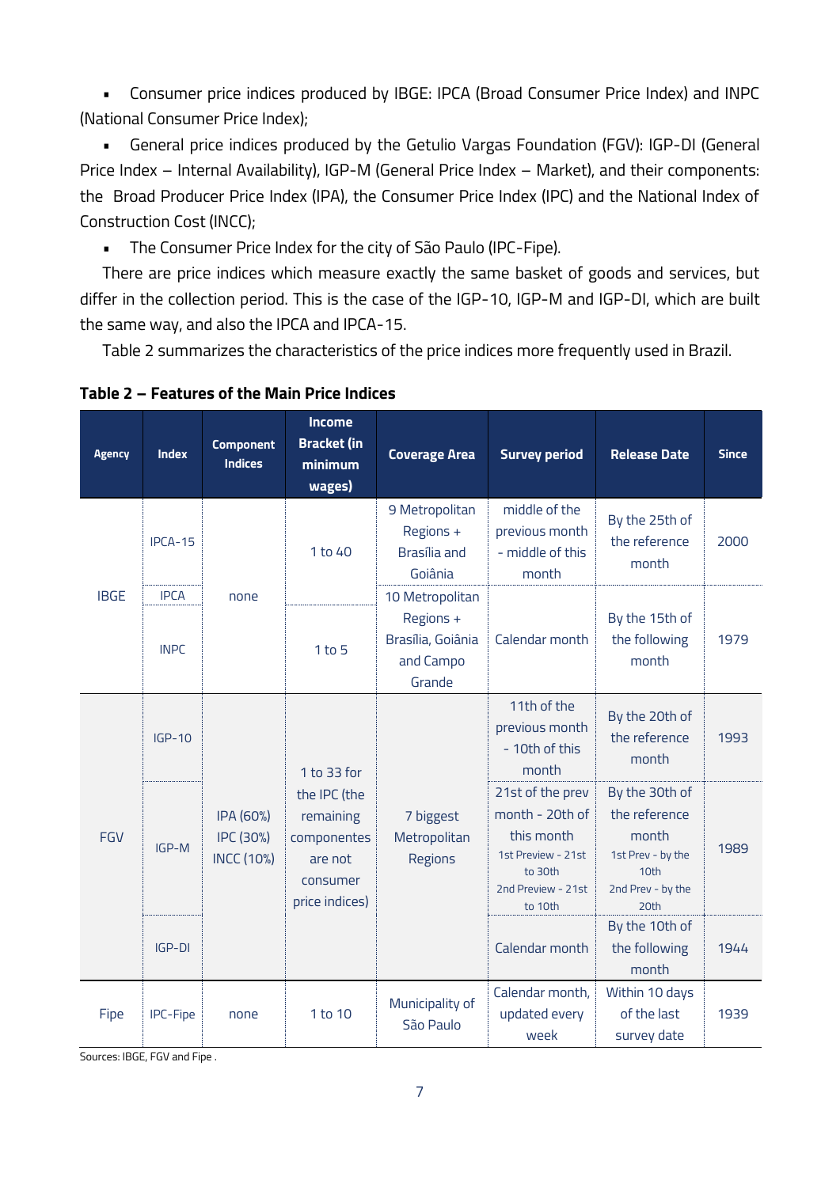- Consumer price indices produced by IBGE: IPCA (Broad Consumer Price Index) and INPC (National Consumer Price Index);
- General price indices produced by the Getulio Vargas Foundation (FGV): IGP-DI (General Price Index – Internal Availability), IGP-M (General Price Index – Market), and their components: the Broad Producer Price Index (IPA), the Consumer Price Index (IPC) and the National Index of Construction Cost (INCC);
- The Consumer Price Index for the city of São Paulo (IPC-Fipe).

There are price indices which measure exactly the same basket of goods and services, but differ in the collection period. This is the case of the IGP-10, IGP-M and IGP-DI, which are built the same way, and also the IPCA and IPCA-15.

Table 2 summarizes the characteristics of the price indices more frequently used in Brazil.

**Table 2 – Features of the Main Price Indices**

| Agency | Index | Component Indices | Income Bracket (in minimum wages) | Coverage Area | Survey period | Release Date | Since |
|---|---|---|---|---|---|---|---|
| IBGE | IPCA-15 | none | 1 to 40 | 9 Metropolitan Regions + Brasília and Goiânia | middle of the previous month - middle of this month | By the 25th of the reference month | 2000 |
| | IPCA | | | 10 Metropolitan Regions + Brasília, Goiânia and Campo Grande | Calendar month | By the 15th of the following month | 1979 |
| | INPC | | 1 to 5 | | | | |
| FGV | IGP-10 | IPA (60%) IPC (30%) INCC (10%) | 1 to 33 for the IPC (the remaining componentes are not consumer price indices) | 7 biggest Metropolitan Regions | 11th of the previous month - 10th of this month | By the 20th of the reference month | 1993 |
| | IGP-M | | | | 21st of the prev month - 20th of this month<br>1st Preview - 21st to 30th<br>2nd Preview - 21st to 10th | By the 30th of the reference month<br>1st Prev - by the 10th<br>2nd Prev - by the 20th | 1989 |
| | IGP-DI | | | | Calendar month | By the 10th of the following month | 1944 |
| Fipe | IPC-Fipe | none | 1 to 10 | Municipality of São Paulo | Calendar month, updated every week | Within 10 days of the last survey date | 1939 |

Sources: IBGE, FGV and Fipe .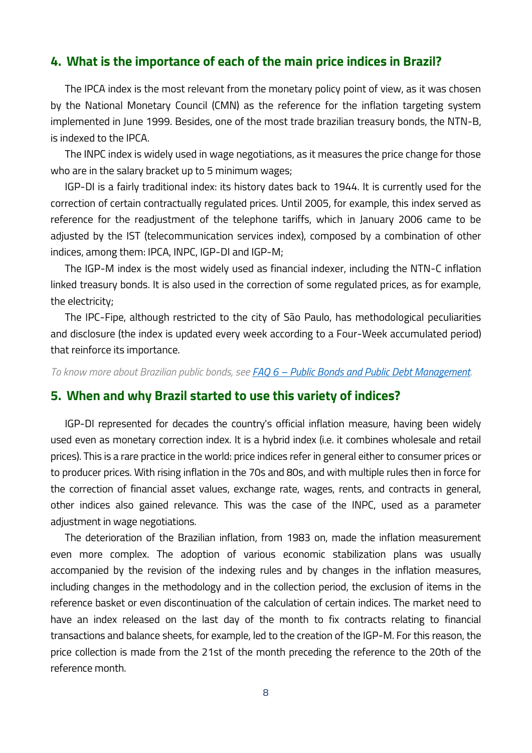## 4. What is the importance of each of the main price indices in Brazil?

The IPCA index is the most relevant from the monetary policy point of view, as it was chosen by the National Monetary Council (CMN) as the reference for the inflation targeting system implemented in June 1999. Besides, one of the most trade brazilian treasury bonds, the NTN-B, is indexed to the IPCA.

The INPC index is widely used in wage negotiations, as it measures the price change for those who are in the salary bracket up to 5 minimum wages;

IGP-DI is a fairly traditional index: its history dates back to 1944. It is currently used for the correction of certain contractually regulated prices. Until 2005, for example, this index served as reference for the readjustment of the telephone tariffs, which in January 2006 came to be adjusted by the IST (telecommunication services index), composed by a combination of other indices, among them: IPCA, INPC, IGP-DI and IGP-M;

The IGP-M index is the most widely used as financial indexer, including the NTN-C inflation linked treasury bonds. It is also used in the correction of some regulated prices, as for example, the electricity;

The IPC-Fipe, although restricted to the city of São Paulo, has methodological peculiarities and disclosure (the index is updated every week according to a Four-Week accumulated period) that reinforce its importance.

*To know more about Brazilian public bonds, see [FAQ 6 – Public Bonds and Public Debt Management](#).*

## 5. When and why Brazil started to use this variety of indices?

IGP-DI represented for decades the country's official inflation measure, having been widely used even as monetary correction index. It is a hybrid index (i.e. it combines wholesale and retail prices). This is a rare practice in the world: price indices refer in general either to consumer prices or to producer prices. With rising inflation in the 70s and 80s, and with multiple rules then in force for the correction of financial asset values, exchange rate, wages, rents, and contracts in general, other indices also gained relevance. This was the case of the INPC, used as a parameter adjustment in wage negotiations.

The deterioration of the Brazilian inflation, from 1983 on, made the inflation measurement even more complex. The adoption of various economic stabilization plans was usually accompanied by the revision of the indexing rules and by changes in the inflation measures, including changes in the methodology and in the collection period, the exclusion of items in the reference basket or even discontinuation of the calculation of certain indices. The market need to have an index released on the last day of the month to fix contracts relating to financial transactions and balance sheets, for example, led to the creation of the IGP-M. For this reason, the price collection is made from the 21st of the month preceding the reference to the 20th of the reference month.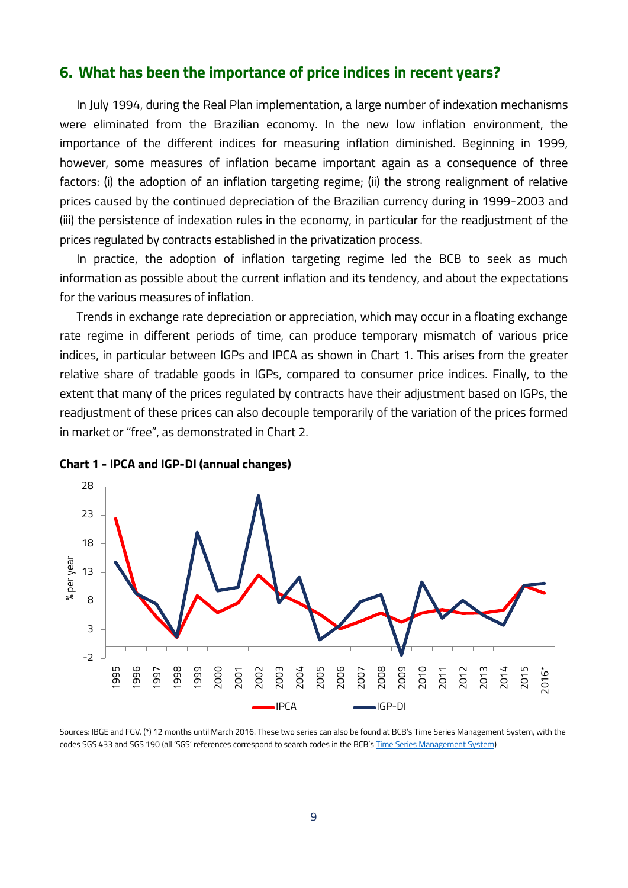## 6. What has been the importance of price indices in recent years?

In July 1994, during the Real Plan implementation, a large number of indexation mechanisms were eliminated from the Brazilian economy. In the new low inflation environment, the importance of the different indices for measuring inflation diminished. Beginning in 1999, however, some measures of inflation became important again as a consequence of three factors: (i) the adoption of an inflation targeting regime; (ii) the strong realignment of relative prices caused by the continued depreciation of the Brazilian currency during in 1999-2003 and (iii) the persistence of indexation rules in the economy, in particular for the readjustment of the prices regulated by contracts established in the privatization process.

In practice, the adoption of inflation targeting regime led the BCB to seek as much information as possible about the current inflation and its tendency, and about the expectations for the various measures of inflation.

Trends in exchange rate depreciation or appreciation, which may occur in a floating exchange rate regime in different periods of time, can produce temporary mismatch of various price indices, in particular between IGPs and IPCA as shown in Chart 1. This arises from the greater relative share of tradable goods in IGPs, compared to consumer price indices. Finally, to the extent that many of the prices regulated by contracts have their adjustment based on IGPs, the readjustment of these prices can also decouple temporarily of the variation of the prices formed in market or "free", as demonstrated in Chart 2.

**Chart 1 - IPCA and IGP-DI (annual changes)**

Sources: IBGE and FGV. (*) 12 months until March 2016. These two series can also be found at BCB's Time Series Management System, with the codes SGS 433 and SGS 190 (all 'SGS' references correspond to search codes in the BCB's Time Series Management System)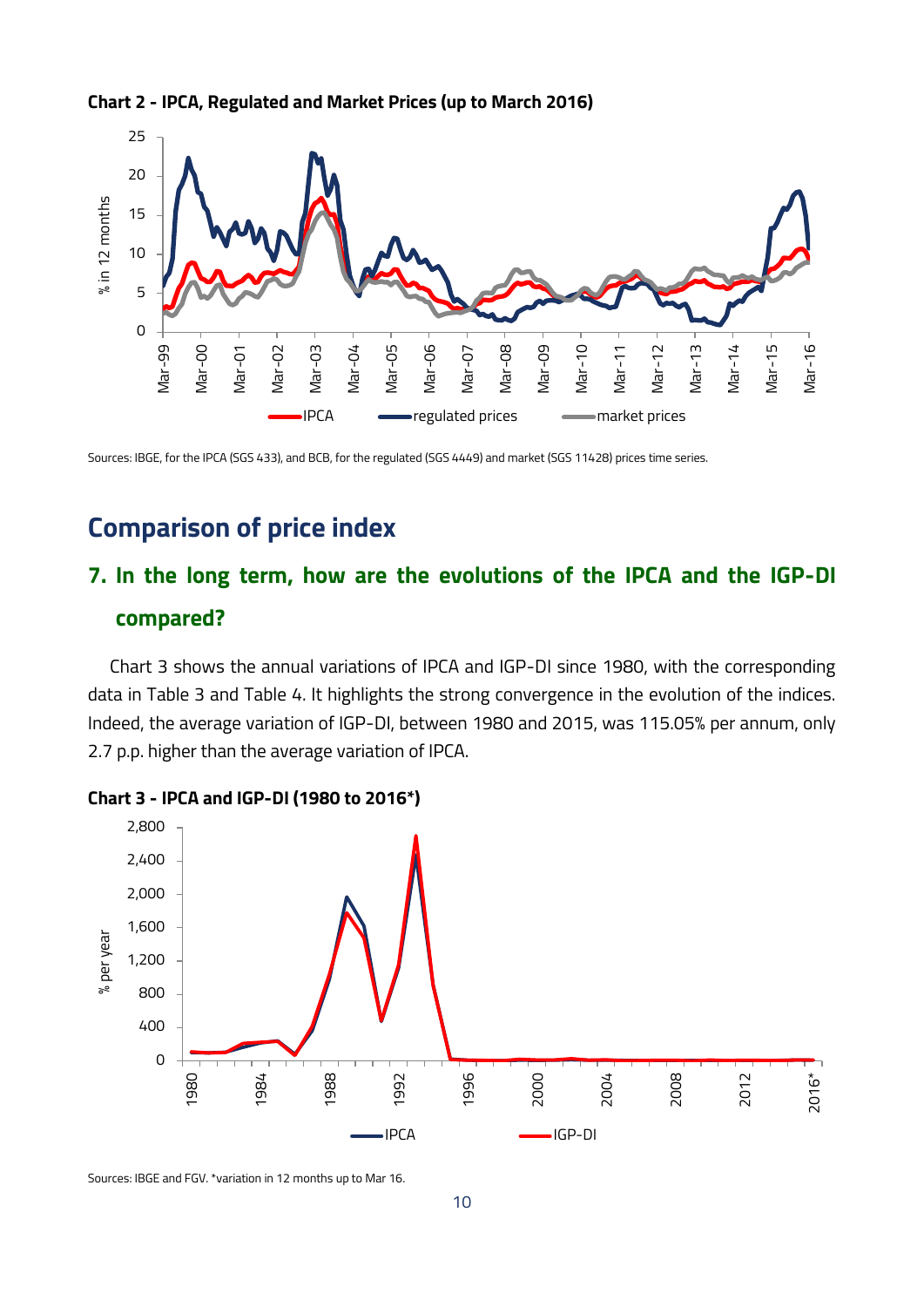**Chart 2 - IPCA, Regulated and Market Prices (up to March 2016)**

Sources: IBGE, for the IPCA (SGS 433), and BCB, for the regulated (SGS 4449) and market (SGS 11428) prices time series.

## Comparison of price index

### 7. In the long term, how are the evolutions of the IPCA and the IGP-DI compared?

Chart 3 shows the annual variations of IPCA and IGP-DI since 1980, with the corresponding data in Table 3 and Table 4. It highlights the strong convergence in the evolution of the indices. Indeed, the average variation of IGP-DI, between 1980 and 2015, was 115.05% per annum, only 2.7 p.p. higher than the average variation of IPCA.

**Chart 3 - IPCA and IGP-DI (1980 to 2016*)**

Sources: IBGE and FGV. *variation in 12 months up to Mar 16.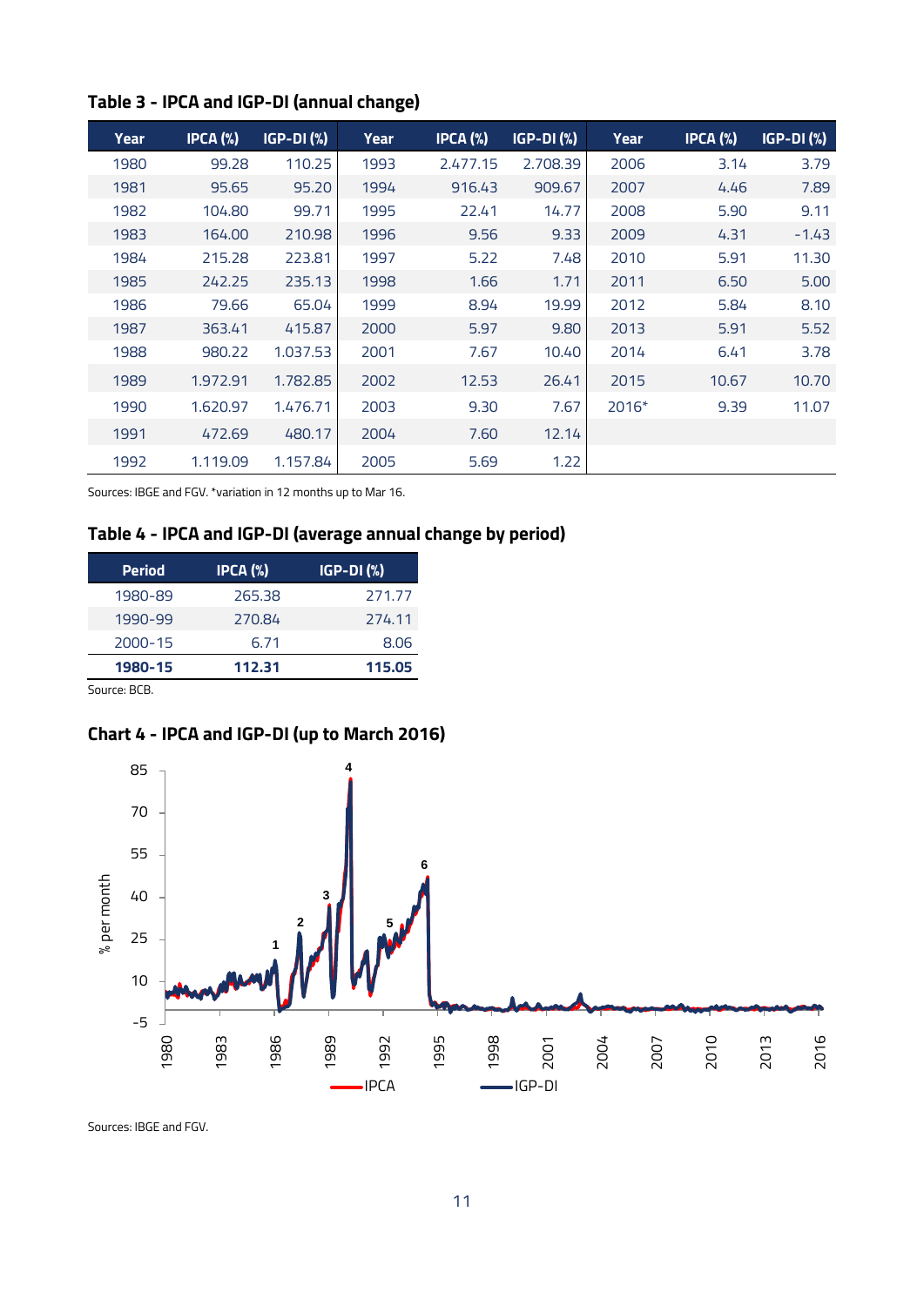## Table 3 - IPCA and IGP-DI (annual change)

| Year | IPCA (%) | IGP-DI (%) | Year | IPCA (%) | IGP-DI (%) | Year | IPCA (%) | IGP-DI (%) |
|---|---|---|---|---|---|---|---|---|
| 1980 | 99.28 | 110.25 | 1993 | 2.477.15 | 2.708.39 | 2006 | 3.14 | 3.79 |
| 1981 | 95.65 | 95.20 | 1994 | 916.43 | 909.67 | 2007 | 4.46 | 7.89 |
| 1982 | 104.80 | 99.71 | 1995 | 22.41 | 14.77 | 2008 | 5.90 | 9.11 |
| 1983 | 164.00 | 210.98 | 1996 | 9.56 | 9.33 | 2009 | 4.31 | -1.43 |
| 1984 | 215.28 | 223.81 | 1997 | 5.22 | 7.48 | 2010 | 5.91 | 11.30 |
| 1985 | 242.25 | 235.13 | 1998 | 1.66 | 1.71 | 2011 | 6.50 | 5.00 |
| 1986 | 79.66 | 65.04 | 1999 | 8.94 | 19.99 | 2012 | 5.84 | 8.10 |
| 1987 | 363.41 | 415.87 | 2000 | 5.97 | 9.80 | 2013 | 5.91 | 5.52 |
| 1988 | 980.22 | 1.037.53 | 2001 | 7.67 | 10.40 | 2014 | 6.41 | 3.78 |
| 1989 | 1.972.91 | 1.782.85 | 2002 | 12.53 | 26.41 | 2015 | 10.67 | 10.70 |
| 1990 | 1.620.97 | 1.476.71 | 2003 | 9.30 | 7.67 | 2016* | 9.39 | 11.07 |
| 1991 | 472.69 | 480.17 | 2004 | 7.60 | 12.14 | | | |
| 1992 | 1.119.09 | 1.157.84 | 2005 | 5.69 | 1.22 | | | |

Sources: IBGE and FGV. *variation in 12 months up to Mar 16.

## Table 4 - IPCA and IGP-DI (average annual change by period)

| Period | IPCA (%) | IGP-DI (%) |
|---|---|---|
| 1980-89 | 265.38 | 271.77 |
| 1990-99 | 270.84 | 274.11 |
| 2000-15 | 6.71 | 8.06 |
| **1980-15** | **112.31** | **115.05** |

Source: BCB.

## Chart 4 - IPCA and IGP-DI (up to March 2016)

Sources: IBGE and FGV.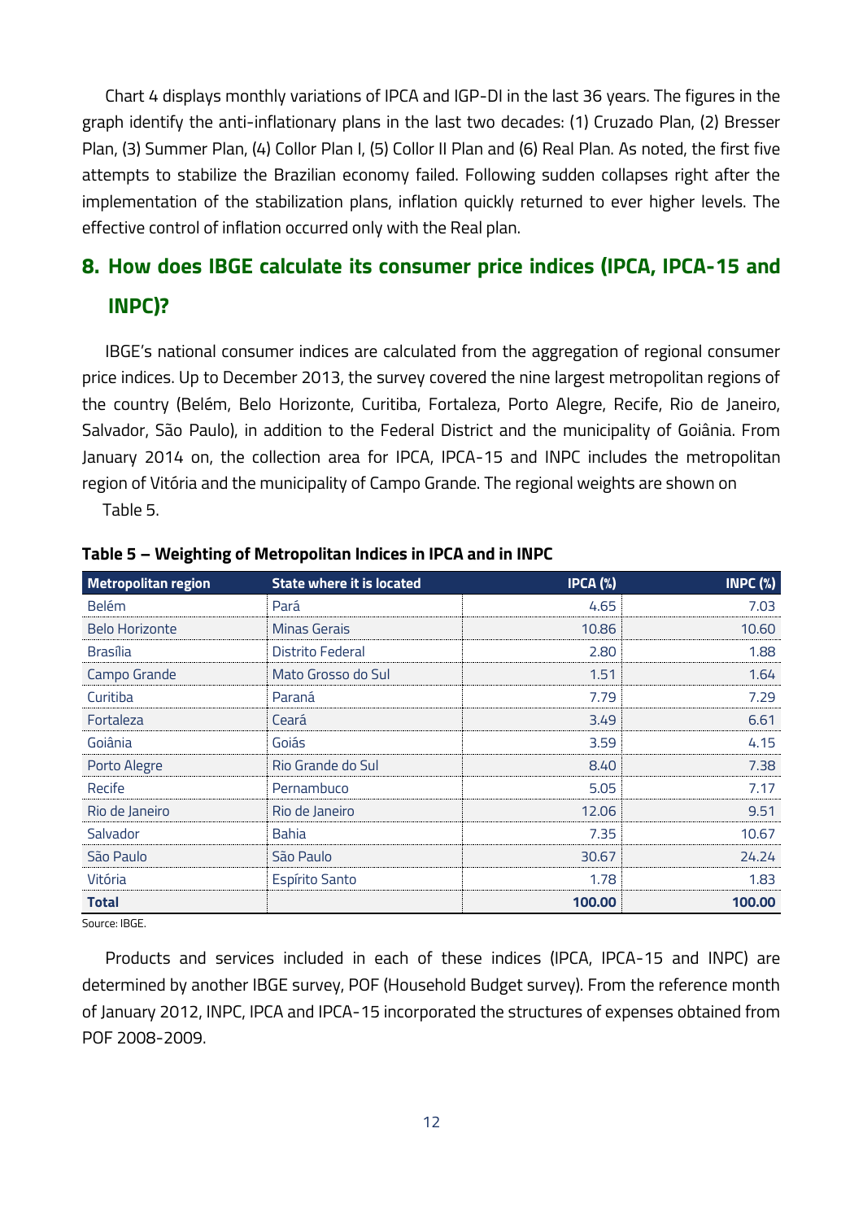Chart 4 displays monthly variations of IPCA and IGP-DI in the last 36 years. The figures in the graph identify the anti-inflationary plans in the last two decades: (1) Cruzado Plan, (2) Bresser Plan, (3) Summer Plan, (4) Collor Plan I, (5) Collor II Plan and (6) Real Plan. As noted, the first five attempts to stabilize the Brazilian economy failed. Following sudden collapses right after the implementation of the stabilization plans, inflation quickly returned to ever higher levels. The effective control of inflation occurred only with the Real plan.

## 8. How does IBGE calculate its consumer price indices (IPCA, IPCA-15 and INPC)?

IBGE's national consumer indices are calculated from the aggregation of regional consumer price indices. Up to December 2013, the survey covered the nine largest metropolitan regions of the country (Belém, Belo Horizonte, Curitiba, Fortaleza, Porto Alegre, Recife, Rio de Janeiro, Salvador, São Paulo), in addition to the Federal District and the municipality of Goiânia. From January 2014 on, the collection area for IPCA, IPCA-15 and INPC includes the metropolitan region of Vitória and the municipality of Campo Grande. The regional weights are shown on Table 5.

**Table 5 – Weighting of Metropolitan Indices in IPCA and in INPC**

| Metropolitan region | State where it is located | IPCA (%) | INPC (%) |
|---|---|---|---|
| Belém | Pará | 4.65 | 7.03 |
| Belo Horizonte | Minas Gerais | 10.86 | 10.60 |
| Brasília | Distrito Federal | 2.80 | 1.88 |
| Campo Grande | Mato Grosso do Sul | 1.51 | 1.64 |
| Curitiba | Paraná | 7.79 | 7.29 |
| Fortaleza | Ceará | 3.49 | 6.61 |
| Goiânia | Goiás | 3.59 | 4.15 |
| Porto Alegre | Rio Grande do Sul | 8.40 | 7.38 |
| Recife | Pernambuco | 5.05 | 7.17 |
| Rio de Janeiro | Rio de Janeiro | 12.06 | 9.51 |
| Salvador | Bahia | 7.35 | 10.67 |
| São Paulo | São Paulo | 30.67 | 24.24 |
| Vitória | Espírito Santo | 1.78 | 1.83 |
| **Total** | | **100.00** | **100.00** |

Source: IBGE.

Products and services included in each of these indices (IPCA, IPCA-15 and INPC) are determined by another IBGE survey, POF (Household Budget survey). From the reference month of January 2012, INPC, IPCA and IPCA-15 incorporated the structures of expenses obtained from POF 2008-2009.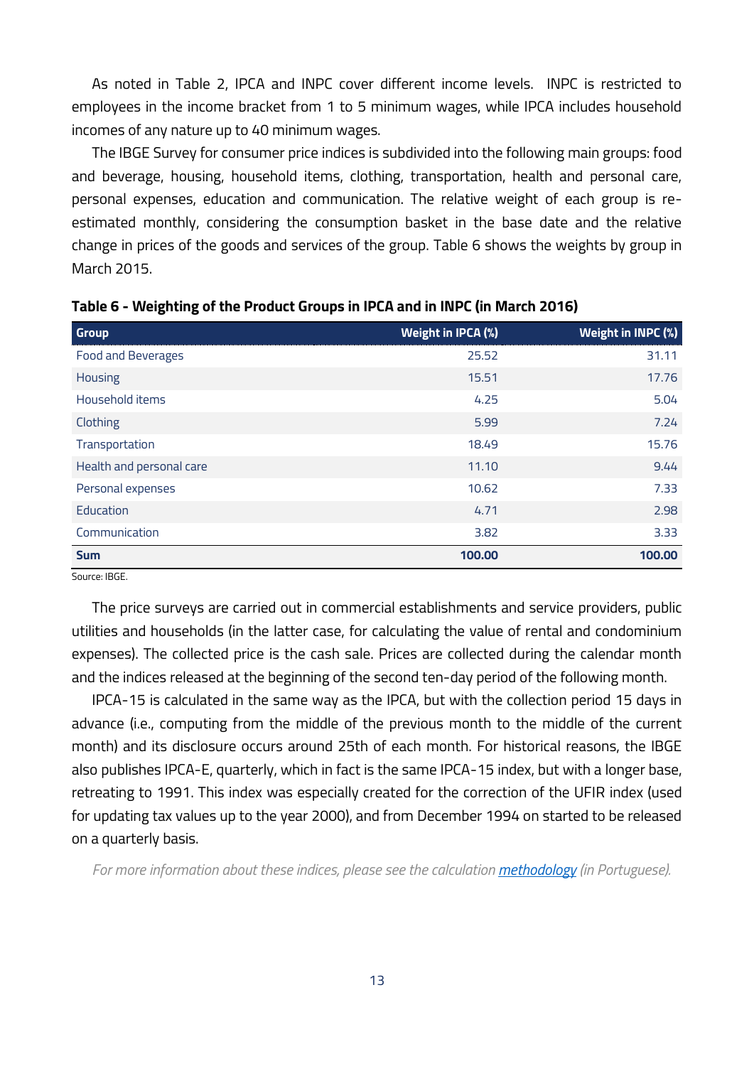As noted in Table 2, IPCA and INPC cover different income levels. INPC is restricted to employees in the income bracket from 1 to 5 minimum wages, while IPCA includes household incomes of any nature up to 40 minimum wages.

The IBGE Survey for consumer price indices is subdivided into the following main groups: food and beverage, housing, household items, clothing, transportation, health and personal care, personal expenses, education and communication. The relative weight of each group is re-estimated monthly, considering the consumption basket in the base date and the relative change in prices of the goods and services of the group. Table 6 shows the weights by group in March 2015.

**Table 6 - Weighting of the Product Groups in IPCA and in INPC (in March 2016)**

| Group | Weight in IPCA (%) | Weight in INPC (%) |
|---|---|---|
| Food and Beverages | 25.52 | 31.11 |
| Housing | 15.51 | 17.76 |
| Household items | 4.25 | 5.04 |
| Clothing | 5.99 | 7.24 |
| Transportation | 18.49 | 15.76 |
| Health and personal care | 11.10 | 9.44 |
| Personal expenses | 10.62 | 7.33 |
| Education | 4.71 | 2.98 |
| Communication | 3.82 | 3.33 |
| **Sum** | **100.00** | **100.00** |

Source: IBGE.

The price surveys are carried out in commercial establishments and service providers, public utilities and households (in the latter case, for calculating the value of rental and condominium expenses). The collected price is the cash sale. Prices are collected during the calendar month and the indices released at the beginning of the second ten-day period of the following month.

IPCA-15 is calculated in the same way as the IPCA, but with the collection period 15 days in advance (i.e., computing from the middle of the previous month to the middle of the current month) and its disclosure occurs around 25th of each month. For historical reasons, the IBGE also publishes IPCA-E, quarterly, which in fact is the same IPCA-15 index, but with a longer base, retreating to 1991. This index was especially created for the correction of the UFIR index (used for updating tax values up to the year 2000), and from December 1994 on started to be released on a quarterly basis.

*For more information about these indices, please see the calculation methodology (in Portuguese).*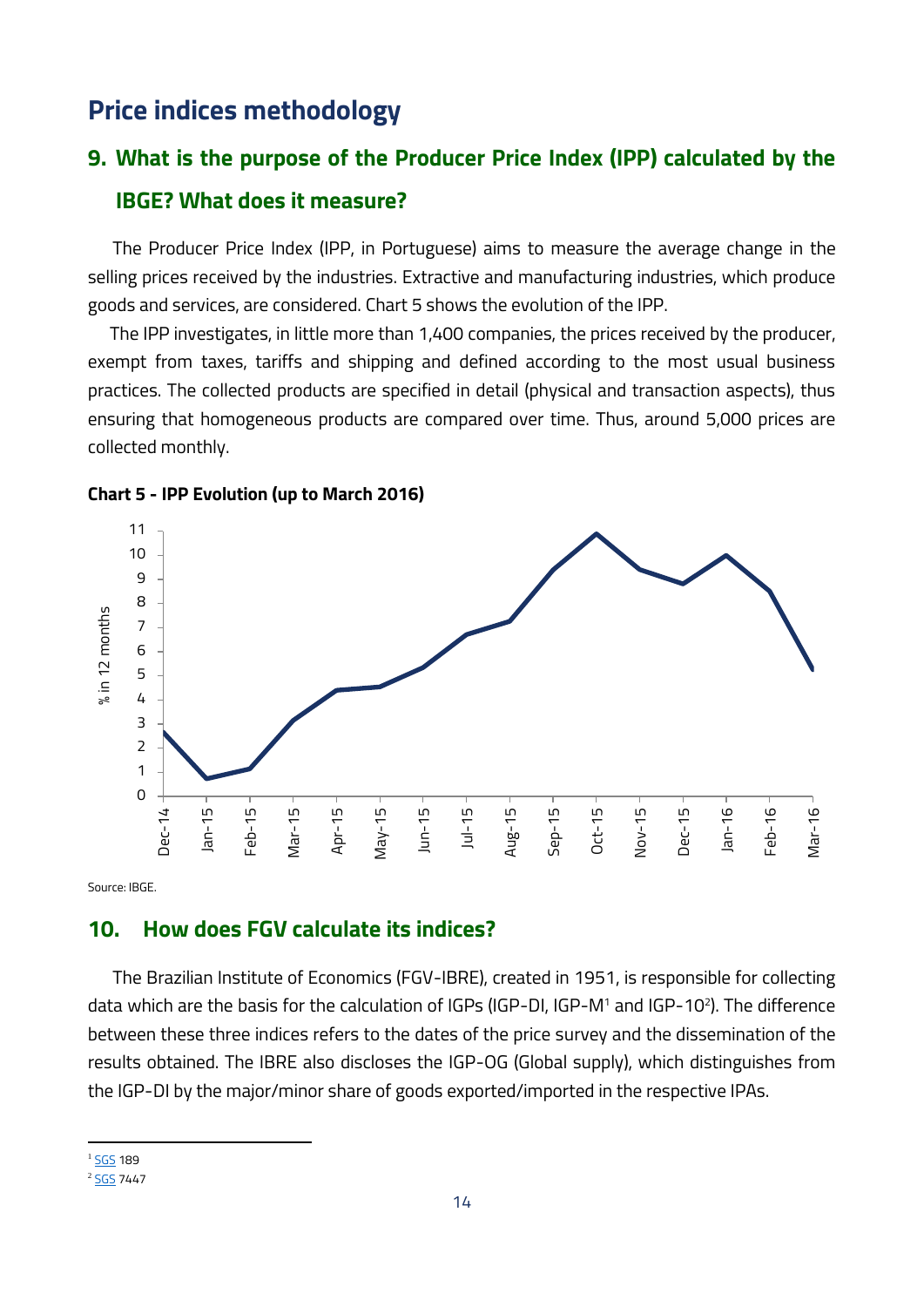# Price indices methodology

## 9. What is the purpose of the Producer Price Index (IPP) calculated by the IBGE? What does it measure?

The Producer Price Index (IPP, in Portuguese) aims to measure the average change in the selling prices received by the industries. Extractive and manufacturing industries, which produce goods and services, are considered. Chart 5 shows the evolution of the IPP.

The IPP investigates, in little more than 1,400 companies, the prices received by the producer, exempt from taxes, tariffs and shipping and defined according to the most usual business practices. The collected products are specified in detail (physical and transaction aspects), thus ensuring that homogeneous products are compared over time. Thus, around 5,000 prices are collected monthly.

**Chart 5 - IPP Evolution (up to March 2016)**

Source: IBGE.

## 10. How does FGV calculate its indices?

The Brazilian Institute of Economics (FGV-IBRE), created in 1951, is responsible for collecting data which are the basis for the calculation of IGPs (IGP-DI, IGP-M[1] and IGP-10[2]). The difference between these three indices refers to the dates of the price survey and the dissemination of the results obtained. The IBRE also discloses the IGP-OG (Global supply), which distinguishes from the IGP-DI by the major/minor share of goods exported/imported in the respective IPAs.

---

[1] SGS 189

[2] SGS 7447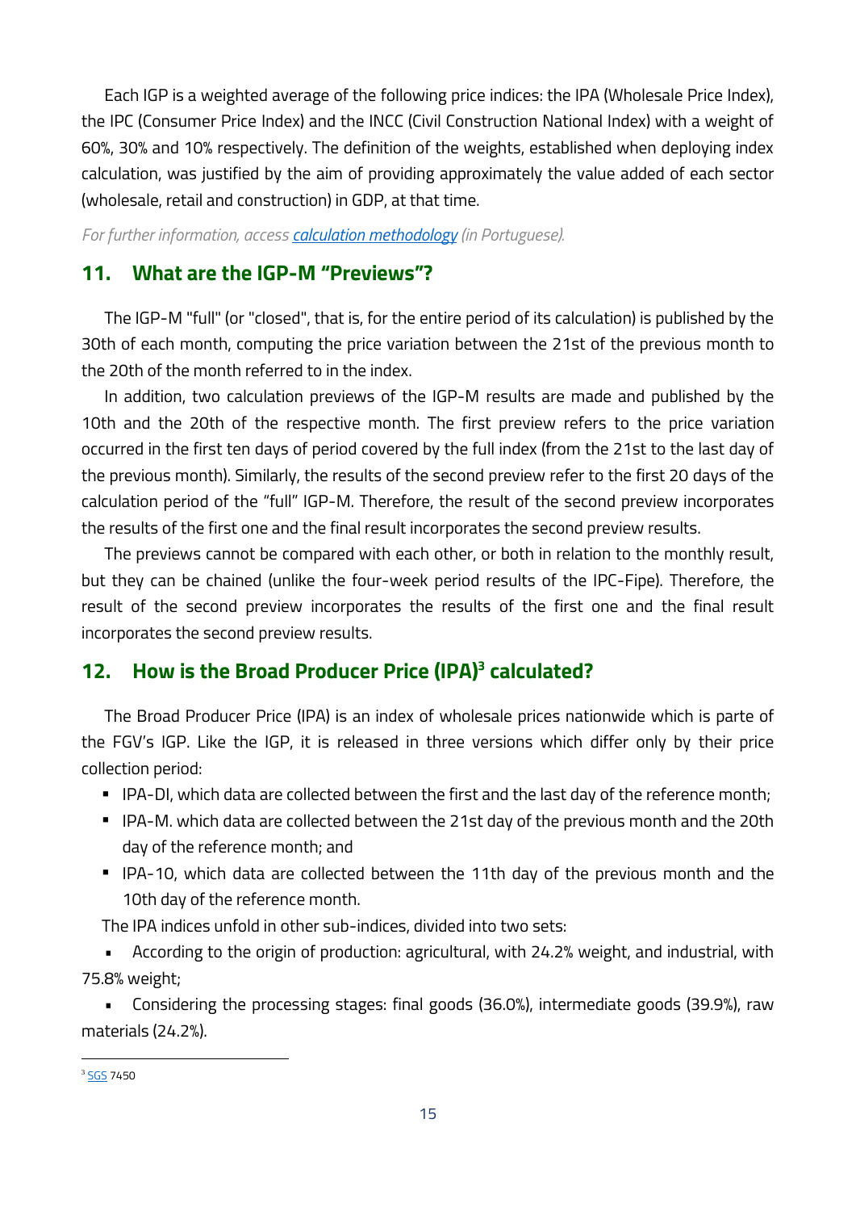Each IGP is a weighted average of the following price indices: the IPA (Wholesale Price Index), the IPC (Consumer Price Index) and the INCC (Civil Construction National Index) with a weight of 60%, 30% and 10% respectively. The definition of the weights, established when deploying index calculation, was justified by the aim of providing approximately the value added of each sector (wholesale, retail and construction) in GDP, at that time.

*For further information, access [calculation methodology](calculation methodology) (in Portuguese).*

## 11. What are the IGP-M "Previews"?

The IGP-M "full" (or "closed", that is, for the entire period of its calculation) is published by the 30th of each month, computing the price variation between the 21st of the previous month to the 20th of the month referred to in the index.

In addition, two calculation previews of the IGP-M results are made and published by the 10th and the 20th of the respective month. The first preview refers to the price variation occurred in the first ten days of period covered by the full index (from the 21st to the last day of the previous month). Similarly, the results of the second preview refer to the first 20 days of the calculation period of the "full" IGP-M. Therefore, the result of the second preview incorporates the results of the first one and the final result incorporates the second preview results.

The previews cannot be compared with each other, or both in relation to the monthly result, but they can be chained (unlike the four-week period results of the IPC-Fipe). Therefore, the result of the second preview incorporates the results of the first one and the final result incorporates the second preview results.

## 12. How is the Broad Producer Price (IPA)[3] calculated?

The Broad Producer Price (IPA) is an index of wholesale prices nationwide which is parte of the FGV's IGP. Like the IGP, it is released in three versions which differ only by their price collection period:

- IPA-DI, which data are collected between the first and the last day of the reference month;
- IPA-M. which data are collected between the 21st day of the previous month and the 20th day of the reference month; and
- IPA-10, which data are collected between the 11th day of the previous month and the 10th day of the reference month.

The IPA indices unfold in other sub-indices, divided into two sets:

- According to the origin of production: agricultural, with 24.2% weight, and industrial, with 75.8% weight;
- Considering the processing stages: final goods (36.0%), intermediate goods (39.9%), raw materials (24.2%).

[3] SGS 7450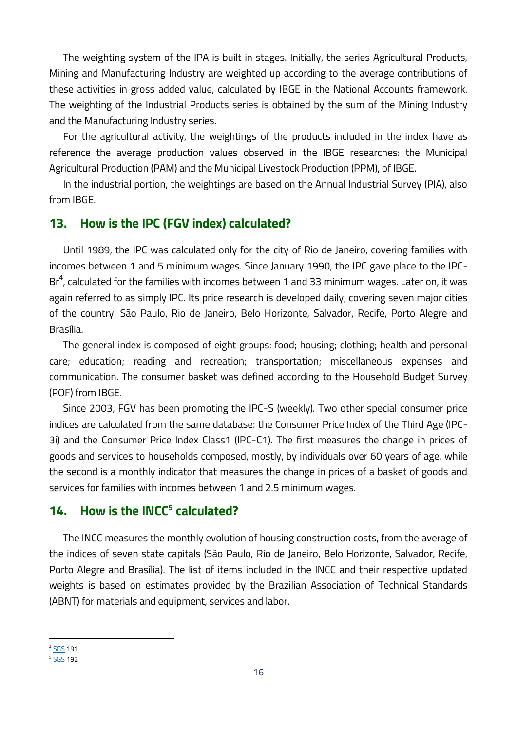The weighting system of the IPA is built in stages. Initially, the series Agricultural Products, Mining and Manufacturing Industry are weighted up according to the average contributions of these activities in gross added value, calculated by IBGE in the National Accounts framework. The weighting of the Industrial Products series is obtained by the sum of the Mining Industry and the Manufacturing Industry series.

For the agricultural activity, the weightings of the products included in the index have as reference the average production values observed in the IBGE researches: the Municipal Agricultural Production (PAM) and the Municipal Livestock Production (PPM), of IBGE.

In the industrial portion, the weightings are based on the Annual Industrial Survey (PIA), also from IBGE.

## 13. How is the IPC (FGV index) calculated?

Until 1989, the IPC was calculated only for the city of Rio de Janeiro, covering families with incomes between 1 and 5 minimum wages. Since January 1990, the IPC gave place to the IPC-Br[4], calculated for the families with incomes between 1 and 33 minimum wages. Later on, it was again referred to as simply IPC. Its price research is developed daily, covering seven major cities of the country: São Paulo, Rio de Janeiro, Belo Horizonte, Salvador, Recife, Porto Alegre and Brasília.

The general index is composed of eight groups: food; housing; clothing; health and personal care; education; reading and recreation; transportation; miscellaneous expenses and communication. The consumer basket was defined according to the Household Budget Survey (POF) from IBGE.

Since 2003, FGV has been promoting the IPC-S (weekly). Two other special consumer price indices are calculated from the same database: the Consumer Price Index of the Third Age (IPC-3i) and the Consumer Price Index Class1 (IPC-C1). The first measures the change in prices of goods and services to households composed, mostly, by individuals over 60 years of age, while the second is a monthly indicator that measures the change in prices of a basket of goods and services for families with incomes between 1 and 2.5 minimum wages.

## 14. How is the INCC[5] calculated?

The INCC measures the monthly evolution of housing construction costs, from the average of the indices of seven state capitals (São Paulo, Rio de Janeiro, Belo Horizonte, Salvador, Recife, Porto Alegre and Brasília). The list of items included in the INCC and their respective updated weights is based on estimates provided by the Brazilian Association of Technical Standards (ABNT) for materials and equipment, services and labor.

---

[4] SGS 191

[5] SGS 192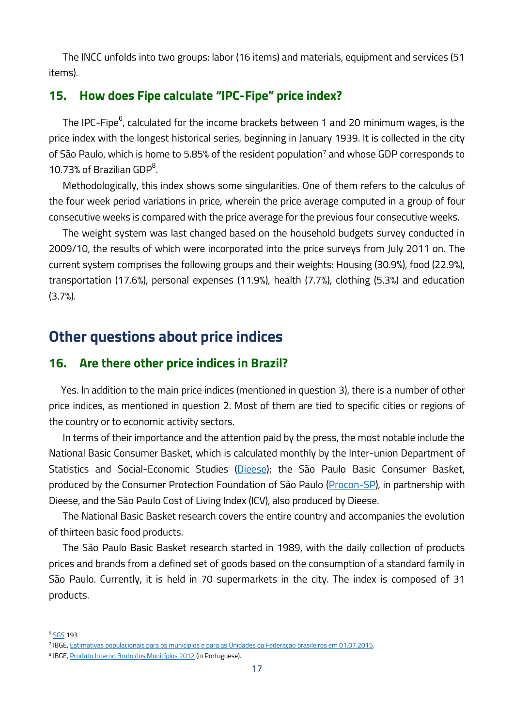The INCC unfolds into two groups: labor (16 items) and materials, equipment and services (51 items).

### 15. How does Fipe calculate "IPC-Fipe" price index?

The IPC-Fipe[6], calculated for the income brackets between 1 and 20 minimum wages, is the price index with the longest historical series, beginning in January 1939. It is collected in the city of São Paulo, which is home to 5.85% of the resident population[7] and whose GDP corresponds to 10.73% of Brazilian GDP[8].

Methodologically, this index shows some singularities. One of them refers to the calculus of the four week period variations in price, wherein the price average computed in a group of four consecutive weeks is compared with the price average for the previous four consecutive weeks.

The weight system was last changed based on the household budgets survey conducted in 2009/10, the results of which were incorporated into the price surveys from July 2011 on. The current system comprises the following groups and their weights: Housing (30.9%), food (22.9%), transportation (17.6%), personal expenses (11.9%), health (7.7%), clothing (5.3%) and education (3.7%).

## Other questions about price indices

### 16. Are there other price indices in Brazil?

Yes. In addition to the main price indices (mentioned in question 3), there is a number of other price indices, as mentioned in question 2. Most of them are tied to specific cities or regions of the country or to economic activity sectors.

In terms of their importance and the attention paid by the press, the most notable include the National Basic Consumer Basket, which is calculated monthly by the Inter-union Department of Statistics and Social-Economic Studies (Dieese); the São Paulo Basic Consumer Basket, produced by the Consumer Protection Foundation of São Paulo (Procon-SP), in partnership with Dieese, and the São Paulo Cost of Living Index (ICV), also produced by Dieese.

The National Basic Basket research covers the entire country and accompanies the evolution of thirteen basic food products.

The São Paulo Basic Basket research started in 1989, with the daily collection of products prices and brands from a defined set of goods based on the consumption of a standard family in São Paulo. Currently, it is held in 70 supermarkets in the city. The index is composed of 31 products.

---

[6] SGS 193

[7] IBGE, Estimativas populacionais para os municípios e para as Unidades da Federação brasileiros em 01.07.2015.

[8] IBGE, Produto Interno Bruto dos Municípios 2012 (in Portuguese).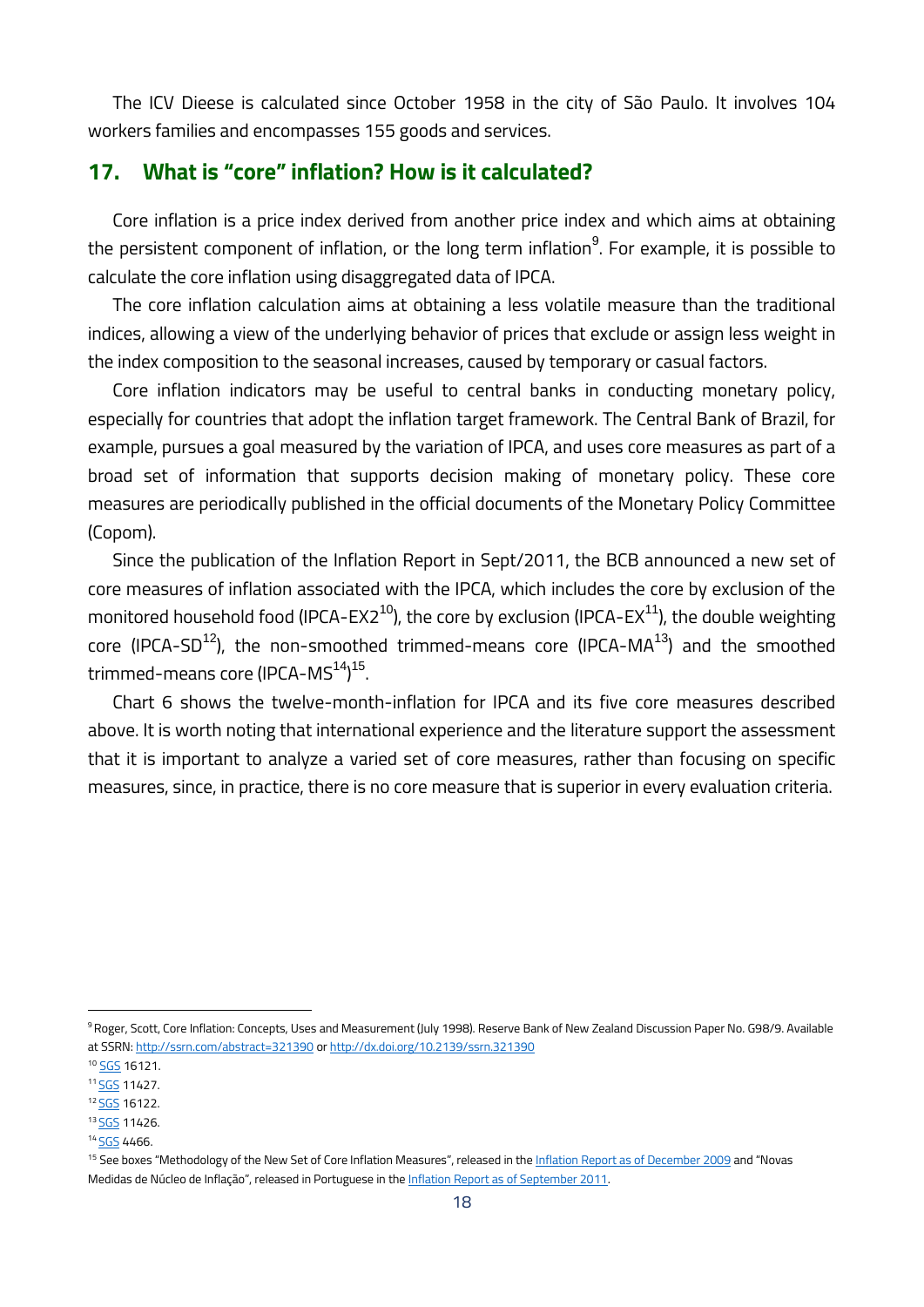The ICV Dieese is calculated since October 1958 in the city of São Paulo. It involves 104 workers families and encompasses 155 goods and services.

## 17. What is "core" inflation? How is it calculated?

Core inflation is a price index derived from another price index and which aims at obtaining the persistent component of inflation, or the long term inflation[9]. For example, it is possible to calculate the core inflation using disaggregated data of IPCA.

The core inflation calculation aims at obtaining a less volatile measure than the traditional indices, allowing a view of the underlying behavior of prices that exclude or assign less weight in the index composition to the seasonal increases, caused by temporary or casual factors.

Core inflation indicators may be useful to central banks in conducting monetary policy, especially for countries that adopt the inflation target framework. The Central Bank of Brazil, for example, pursues a goal measured by the variation of IPCA, and uses core measures as part of a broad set of information that supports decision making of monetary policy. These core measures are periodically published in the official documents of the Monetary Policy Committee (Copom).

Since the publication of the Inflation Report in Sept/2011, the BCB announced a new set of core measures of inflation associated with the IPCA, which includes the core by exclusion of the monitored household food (IPCA-EX2[10]), the core by exclusion (IPCA-EX[11]), the double weighting core (IPCA-SD[12]), the non-smoothed trimmed-means core (IPCA-MA[13]) and the smoothed trimmed-means core (IPCA-MS[14])[15].

Chart 6 shows the twelve-month-inflation for IPCA and its five core measures described above. It is worth noting that international experience and the literature support the assessment that it is important to analyze a varied set of core measures, rather than focusing on specific measures, since, in practice, there is no core measure that is superior in every evaluation criteria.

---

[9] Roger, Scott, Core Inflation: Concepts, Uses and Measurement (July 1998). Reserve Bank of New Zealand Discussion Paper No. G98/9. Available at SSRN: http://ssrn.com/abstract=321390 or http://dx.doi.org/10.2139/ssrn.321390

[10] SGS 16121.

[11] SGS 11427.

[12] SGS 16122.

[13] SGS 11426.

[14] SGS 4466.

[15] See boxes "Methodology of the New Set of Core Inflation Measures", released in the Inflation Report as of December 2009 and "Novas Medidas de Núcleo de Inflação", released in Portuguese in the Inflation Report as of September 2011.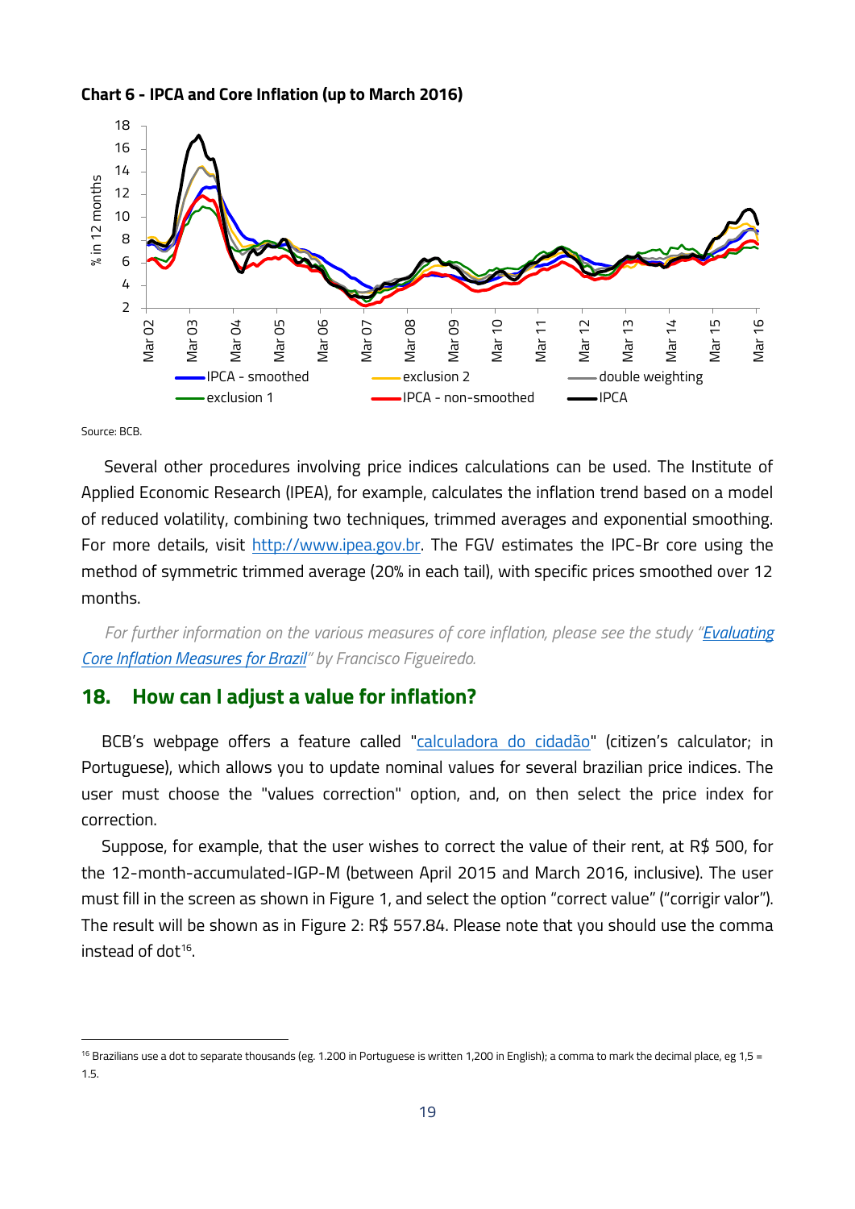**Chart 6 - IPCA and Core Inflation (up to March 2016)**

Source: BCB.

Several other procedures involving price indices calculations can be used. The Institute of Applied Economic Research (IPEA), for example, calculates the inflation trend based on a model of reduced volatility, combining two techniques, trimmed averages and exponential smoothing. For more details, visit http://www.ipea.gov.br. The FGV estimates the IPC-Br core using the method of symmetric trimmed average (20% in each tail), with specific prices smoothed over 12 months.

*For further information on the various measures of core inflation, please see the study "Evaluating Core Inflation Measures for Brazil" by Francisco Figueiredo.*

## 18. How can I adjust a value for inflation?

BCB's webpage offers a feature called "calculadora do cidadão" (citizen's calculator; in Portuguese), which allows you to update nominal values for several brazilian price indices. The user must choose the "values correction" option, and, on then select the price index for correction.

Suppose, for example, that the user wishes to correct the value of their rent, at R$ 500, for the 12-month-accumulated-IGP-M (between April 2015 and March 2016, inclusive). The user must fill in the screen as shown in Figure 1, and select the option "correct value" ("corrigir valor"). The result will be shown as in Figure 2: R$ 557.84. Please note that you should use the comma instead of dot[16].

---

[16] Brazilians use a dot to separate thousands (eg. 1.200 in Portuguese is written 1,200 in English); a comma to mark the decimal place, eg 1,5 = 1.5.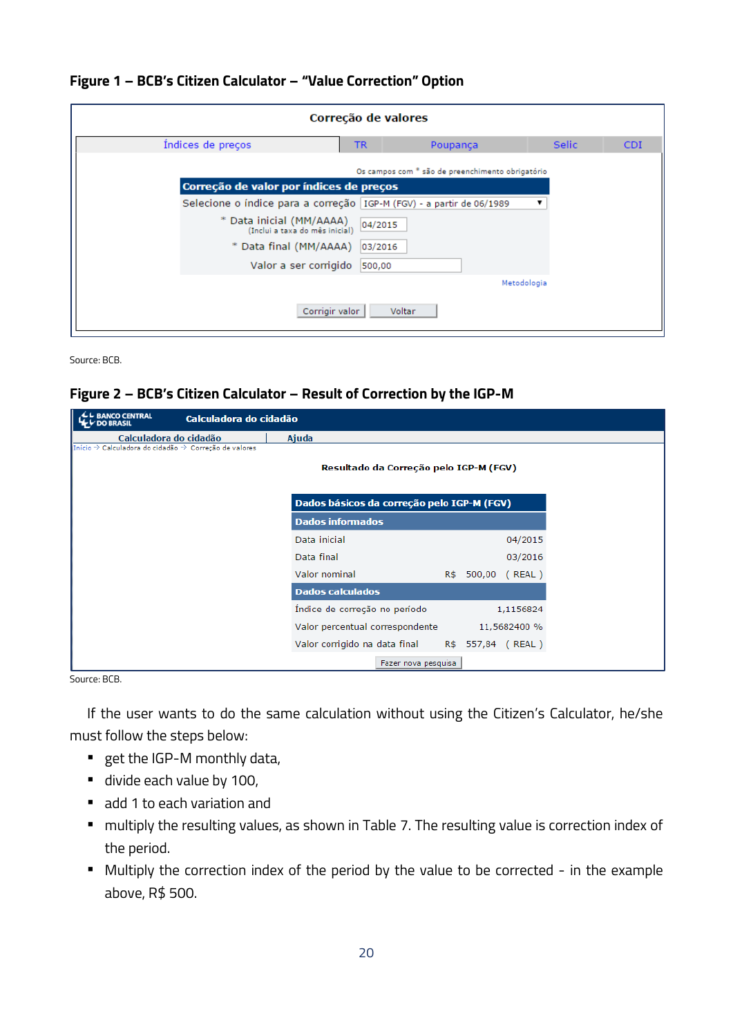**Figure 1 – BCB's Citizen Calculator – "Value Correction" Option**

Correção de valores

| Índices de preços | TR | Poupança | Selic | CDI |
|---|---|---|---|---|

Os campos com * são de preenchimento obrigatório

| Correção de valor por índices de preços | |
|---|---|
| Selecione o índice para a correção | IGP-M (FGV) - a partir de 06/1989 |
| * Data inicial (MM/AAAA) (Inclui a taxa do mês inicial) | 04/2015 |
| * Data final (MM/AAAA) | 03/2016 |
| Valor a ser corrigido | 500,00 |

Metodologia

Corrigir valor | Voltar

Source: BCB.

**Figure 2 – BCB's Citizen Calculator – Result of Correction by the IGP-M**

BANCO CENTRAL DO BRASIL — Calculadora do cidadão

Calculadora do cidadão | Ajuda

Início » Calculadora do cidadão » Correção de valores

Resultado da Correção pelo IGP-M (FGV)

| Dados básicos da correção pelo IGP-M (FGV) | |
|---|---|
| **Dados informados** | |
| Data inicial | 04/2015 |
| Data final | 03/2016 |
| Valor nominal | R$ 500,00 ( REAL ) |
| **Dados calculados** | |
| Índice de correção no período | 1,1156824 |
| Valor percentual correspondente | 11,5682400 % |
| Valor corrigido na data final | R$ 557,84 ( REAL ) |

Fazer nova pesquisa

Source: BCB.

If the user wants to do the same calculation without using the Citizen's Calculator, he/she must follow the steps below:

- get the IGP-M monthly data,
- divide each value by 100,
- add 1 to each variation and
- multiply the resulting values, as shown in Table 7. The resulting value is correction index of the period.
- Multiply the correction index of the period by the value to be corrected - in the example above, R$ 500.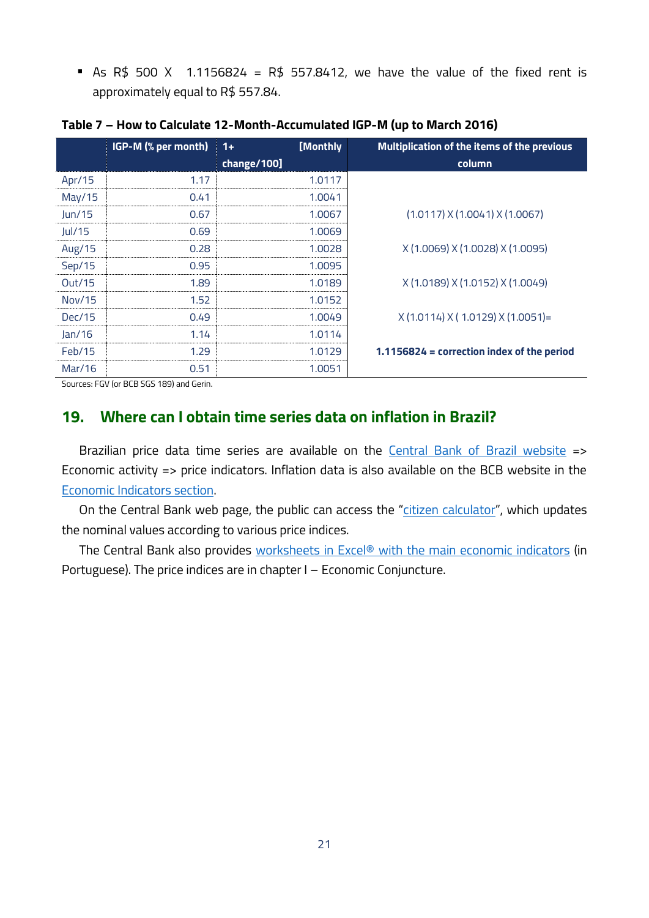- As R$ 500 X 1.1156824 = R$ 557.8412, we have the value of the fixed rent is approximately equal to R$ 557.84.

**Table 7 – How to Calculate 12-Month-Accumulated IGP-M (up to March 2016)**

| | IGP-M (% per month) | 1+ [Monthly change/100] | Multiplication of the items of the previous column |
|---|---|---|---|
| Apr/15 | 1.17 | 1.0117 | |
| May/15 | 0.41 | 1.0041 | |
| Jun/15 | 0.67 | 1.0067 | (1.0117) X (1.0041) X (1.0067) |
| Jul/15 | 0.69 | 1.0069 | |
| Aug/15 | 0.28 | 1.0028 | X (1.0069) X (1.0028) X (1.0095) |
| Sep/15 | 0.95 | 1.0095 | |
| Out/15 | 1.89 | 1.0189 | X (1.0189) X (1.0152) X (1.0049) |
| Nov/15 | 1.52 | 1.0152 | |
| Dec/15 | 0.49 | 1.0049 | X (1.0114) X ( 1.0129) X (1.0051)= |
| Jan/16 | 1.14 | 1.0114 | |
| Feb/15 | 1.29 | 1.0129 | **1.1156824 = correction index of the period** |
| Mar/16 | 0.51 | 1.0051 | |

Sources: FGV (or BCB SGS 189) and Gerin.

## 19. Where can I obtain time series data on inflation in Brazil?

Brazilian price data time series are available on the Central Bank of Brazil website => Economic activity => price indicators. Inflation data is also available on the BCB website in the Economic Indicators section.

On the Central Bank web page, the public can access the "citizen calculator", which updates the nominal values according to various price indices.

The Central Bank also provides worksheets in Excel® with the main economic indicators (in Portuguese). The price indices are in chapter I – Economic Conjuncture.